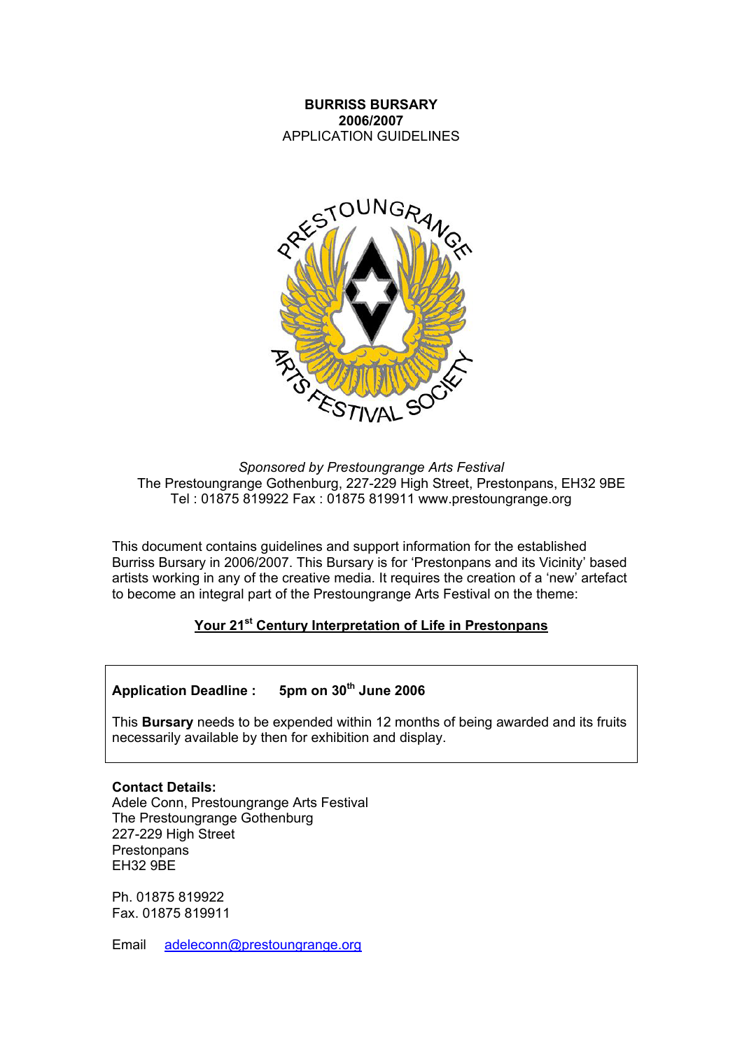**BURRISS BURSARY**
**2006/2007**
APPLICATION GUIDELINES

*Sponsored by Prestoungrange Arts Festival*
The Prestoungrange Gothenburg, 227-229 High Street, Prestonpans, EH32 9BE
Tel : 01875 819922 Fax : 01875 819911 www.prestoungrange.org

This document contains guidelines and support information for the established Burriss Bursary in 2006/2007. This Bursary is for 'Prestonpans and its Vicinity' based artists working in any of the creative media. It requires the creation of a 'new' artefact to become an integral part of the Prestoungrange Arts Festival on the theme:

**Your 21st Century Interpretation of Life in Prestonpans**

**Application Deadline : 5pm on 30th June 2006**

This **Bursary** needs to be expended within 12 months of being awarded and its fruits necessarily available by then for exhibition and display.

**Contact Details:**
Adele Conn, Prestoungrange Arts Festival
The Prestoungrange Gothenburg
227-229 High Street
Prestonpans
EH32 9BE

Ph. 01875 819922
Fax. 01875 819911

Email adeleconn@prestoungrange.org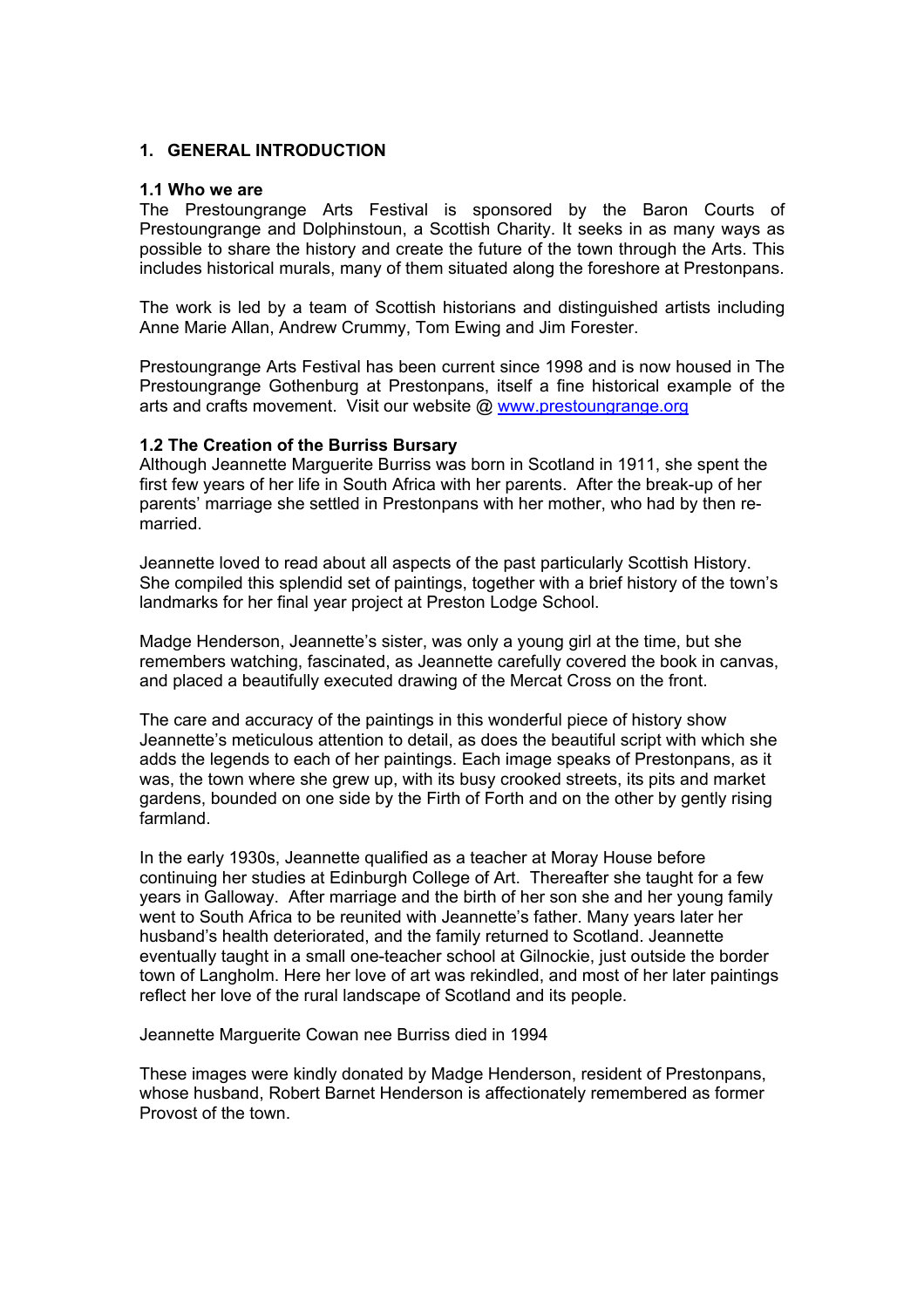## 1. GENERAL INTRODUCTION

### 1.1 Who we are

The Prestoungrange Arts Festival is sponsored by the Baron Courts of Prestoungrange and Dolphinstoun, a Scottish Charity. It seeks in as many ways as possible to share the history and create the future of the town through the Arts. This includes historical murals, many of them situated along the foreshore at Prestonpans.

The work is led by a team of Scottish historians and distinguished artists including Anne Marie Allan, Andrew Crummy, Tom Ewing and Jim Forester.

Prestoungrange Arts Festival has been current since 1998 and is now housed in The Prestoungrange Gothenburg at Prestonpans, itself a fine historical example of the arts and crafts movement. Visit our website @ www.prestoungrange.org

### 1.2 The Creation of the Burriss Bursary

Although Jeannette Marguerite Burriss was born in Scotland in 1911, she spent the first few years of her life in South Africa with her parents. After the break-up of her parents' marriage she settled in Prestonpans with her mother, who had by then re-married.

Jeannette loved to read about all aspects of the past particularly Scottish History. She compiled this splendid set of paintings, together with a brief history of the town's landmarks for her final year project at Preston Lodge School.

Madge Henderson, Jeannette's sister, was only a young girl at the time, but she remembers watching, fascinated, as Jeannette carefully covered the book in canvas, and placed a beautifully executed drawing of the Mercat Cross on the front.

The care and accuracy of the paintings in this wonderful piece of history show Jeannette's meticulous attention to detail, as does the beautiful script with which she adds the legends to each of her paintings. Each image speaks of Prestonpans, as it was, the town where she grew up, with its busy crooked streets, its pits and market gardens, bounded on one side by the Firth of Forth and on the other by gently rising farmland.

In the early 1930s, Jeannette qualified as a teacher at Moray House before continuing her studies at Edinburgh College of Art. Thereafter she taught for a few years in Galloway. After marriage and the birth of her son she and her young family went to South Africa to be reunited with Jeannette's father. Many years later her husband's health deteriorated, and the family returned to Scotland. Jeannette eventually taught in a small one-teacher school at Gilnockie, just outside the border town of Langholm. Here her love of art was rekindled, and most of her later paintings reflect her love of the rural landscape of Scotland and its people.

Jeannette Marguerite Cowan nee Burriss died in 1994

These images were kindly donated by Madge Henderson, resident of Prestonpans, whose husband, Robert Barnet Henderson is affectionately remembered as former Provost of the town.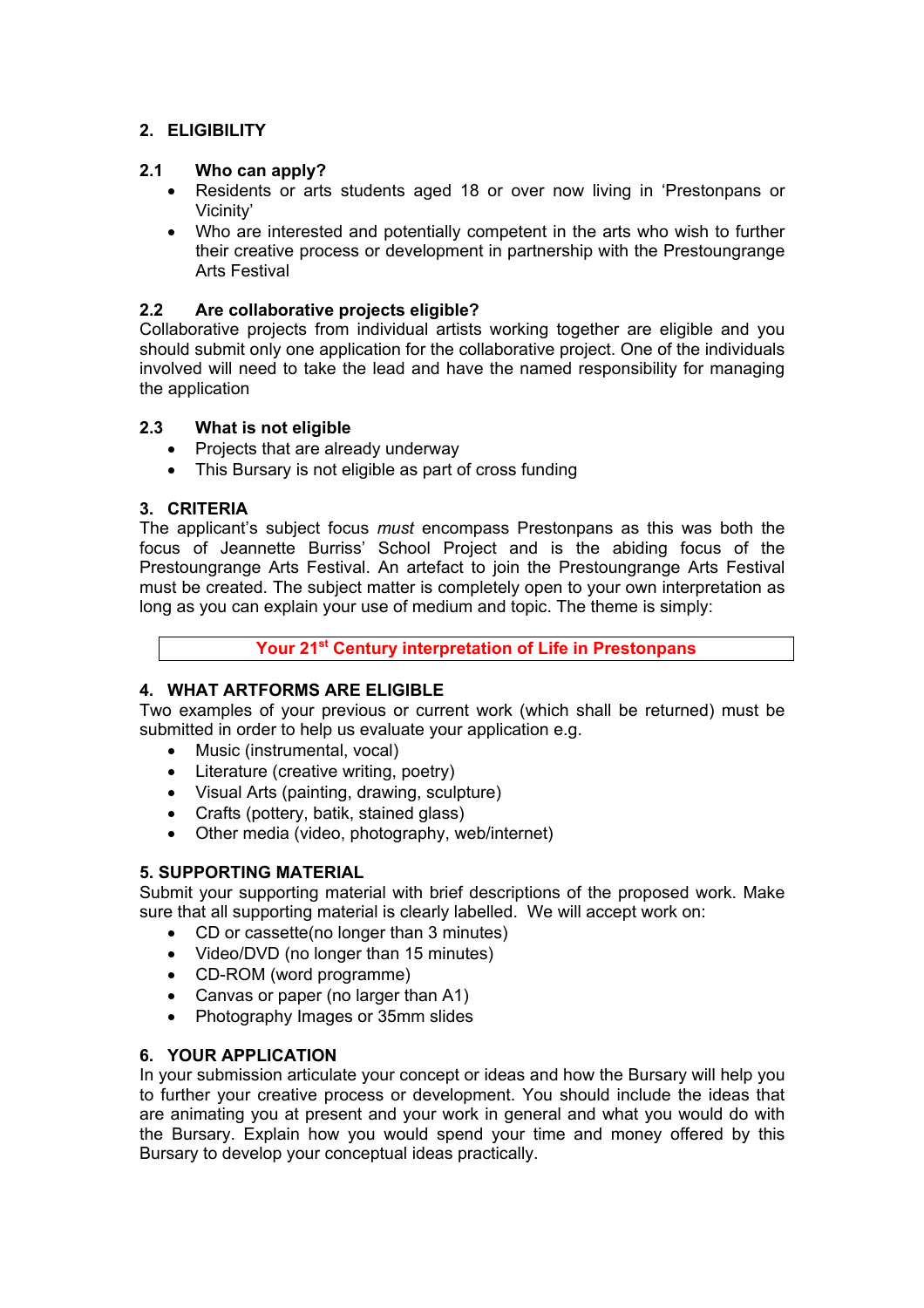## 2. ELIGIBILITY

### 2.1 Who can apply?

- Residents or arts students aged 18 or over now living in 'Prestonpans or Vicinity'
- Who are interested and potentially competent in the arts who wish to further their creative process or development in partnership with the Prestoungrange Arts Festival

### 2.2 Are collaborative projects eligible?

Collaborative projects from individual artists working together are eligible and you should submit only one application for the collaborative project. One of the individuals involved will need to take the lead and have the named responsibility for managing the application

### 2.3 What is not eligible

- Projects that are already underway
- This Bursary is not eligible as part of cross funding

## 3. CRITERIA

The applicant's subject focus *must* encompass Prestonpans as this was both the focus of Jeannette Burriss' School Project and is the abiding focus of the Prestoungrange Arts Festival. An artefact to join the Prestoungrange Arts Festival must be created. The subject matter is completely open to your own interpretation as long as you can explain your use of medium and topic. The theme is simply:

**Your 21st Century interpretation of Life in Prestonpans**

## 4. WHAT ARTFORMS ARE ELIGIBLE

Two examples of your previous or current work (which shall be returned) must be submitted in order to help us evaluate your application e.g.

- Music (instrumental, vocal)
- Literature (creative writing, poetry)
- Visual Arts (painting, drawing, sculpture)
- Crafts (pottery, batik, stained glass)
- Other media (video, photography, web/internet)

## 5. SUPPORTING MATERIAL

Submit your supporting material with brief descriptions of the proposed work. Make sure that all supporting material is clearly labelled. We will accept work on:

- CD or cassette(no longer than 3 minutes)
- Video/DVD (no longer than 15 minutes)
- CD-ROM (word programme)
- Canvas or paper (no larger than A1)
- Photography Images or 35mm slides

## 6. YOUR APPLICATION

In your submission articulate your concept or ideas and how the Bursary will help you to further your creative process or development. You should include the ideas that are animating you at present and your work in general and what you would do with the Bursary. Explain how you would spend your time and money offered by this Bursary to develop your conceptual ideas practically.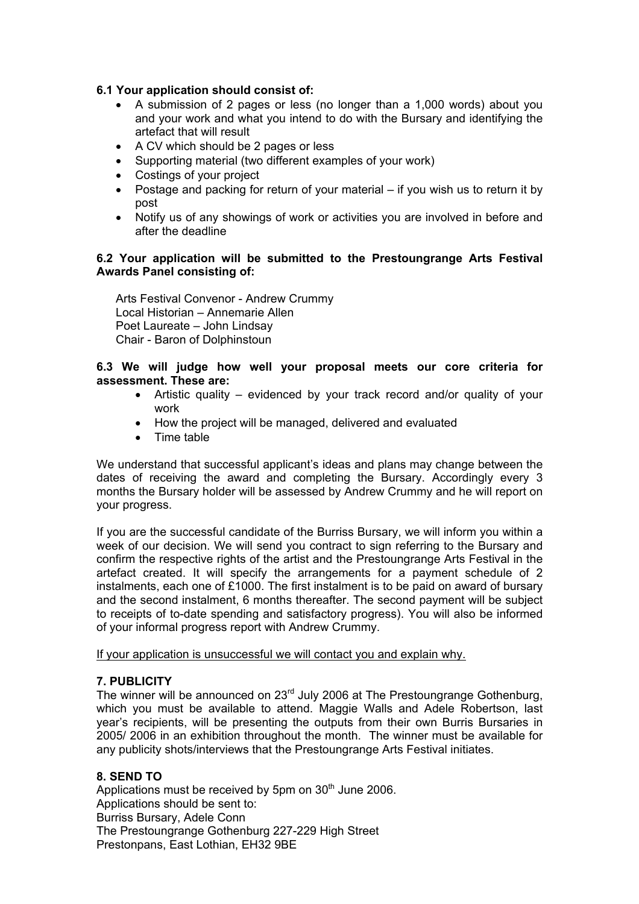**6.1 Your application should consist of:**

- A submission of 2 pages or less (no longer than a 1,000 words) about you and your work and what you intend to do with the Bursary and identifying the artefact that will result
- A CV which should be 2 pages or less
- Supporting material (two different examples of your work)
- Costings of your project
- Postage and packing for return of your material – if you wish us to return it by post
- Notify us of any showings of work or activities you are involved in before and after the deadline

**6.2 Your application will be submitted to the Prestoungrange Arts Festival Awards Panel consisting of:**

Arts Festival Convenor - Andrew Crummy
Local Historian – Annemarie Allen
Poet Laureate – John Lindsay
Chair - Baron of Dolphinstoun

**6.3 We will judge how well your proposal meets our core criteria for assessment. These are:**

- Artistic quality – evidenced by your track record and/or quality of your work
- How the project will be managed, delivered and evaluated
- Time table

We understand that successful applicant's ideas and plans may change between the dates of receiving the award and completing the Bursary. Accordingly every 3 months the Bursary holder will be assessed by Andrew Crummy and he will report on your progress.

If you are the successful candidate of the Burriss Bursary, we will inform you within a week of our decision. We will send you contract to sign referring to the Bursary and confirm the respective rights of the artist and the Prestoungrange Arts Festival in the artefact created. It will specify the arrangements for a payment schedule of 2 instalments, each one of £1000. The first instalment is to be paid on award of bursary and the second instalment, 6 months thereafter. The second payment will be subject to receipts of to-date spending and satisfactory progress). You will also be informed of your informal progress report with Andrew Crummy.

<u>If your application is unsuccessful we will contact you and explain why.</u>

**7. PUBLICITY**

The winner will be announced on 23rd July 2006 at The Prestoungrange Gothenburg, which you must be available to attend. Maggie Walls and Adele Robertson, last year's recipients, will be presenting the outputs from their own Burris Bursaries in 2005/ 2006 in an exhibition throughout the month. The winner must be available for any publicity shots/interviews that the Prestoungrange Arts Festival initiates.

**8. SEND TO**

Applications must be received by 5pm on 30th June 2006.
Applications should be sent to:
Burriss Bursary, Adele Conn
The Prestoungrange Gothenburg 227-229 High Street
Prestonpans, East Lothian, EH32 9BE